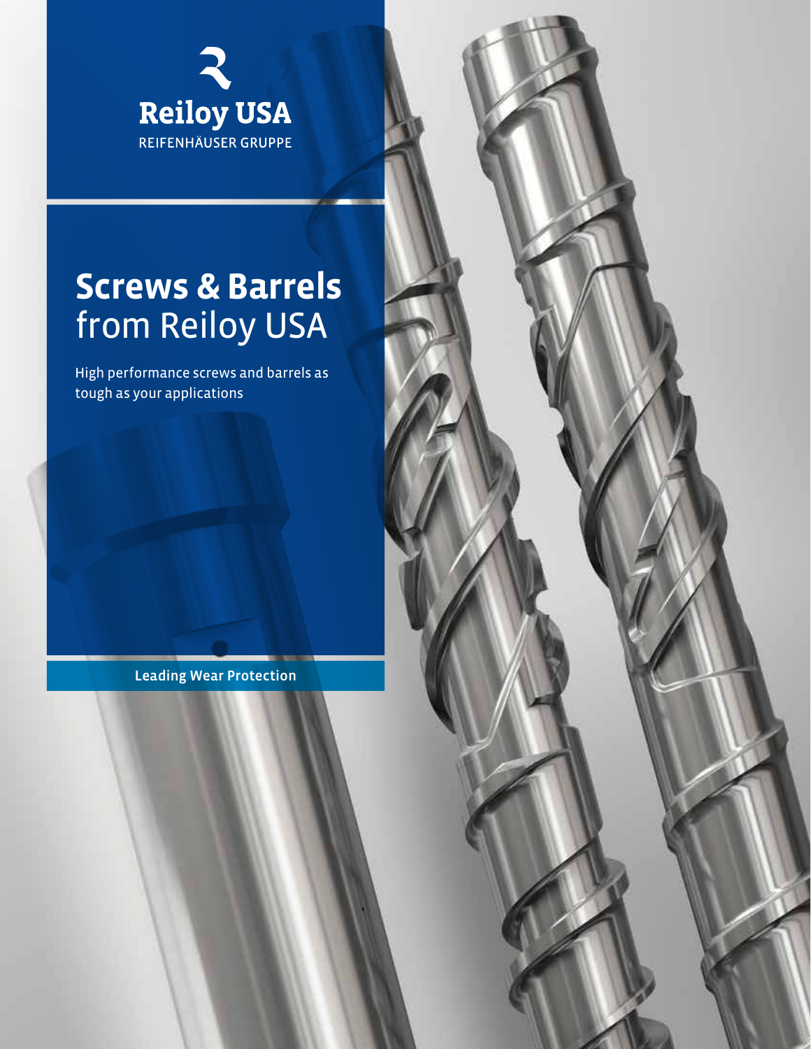Reiloy USA

REIFENHÄUSER GRUPPE

# **Screws & Barrels** from Reiloy USA

High performance screws and barrels as tough as your applications

**Leading Wear Protection**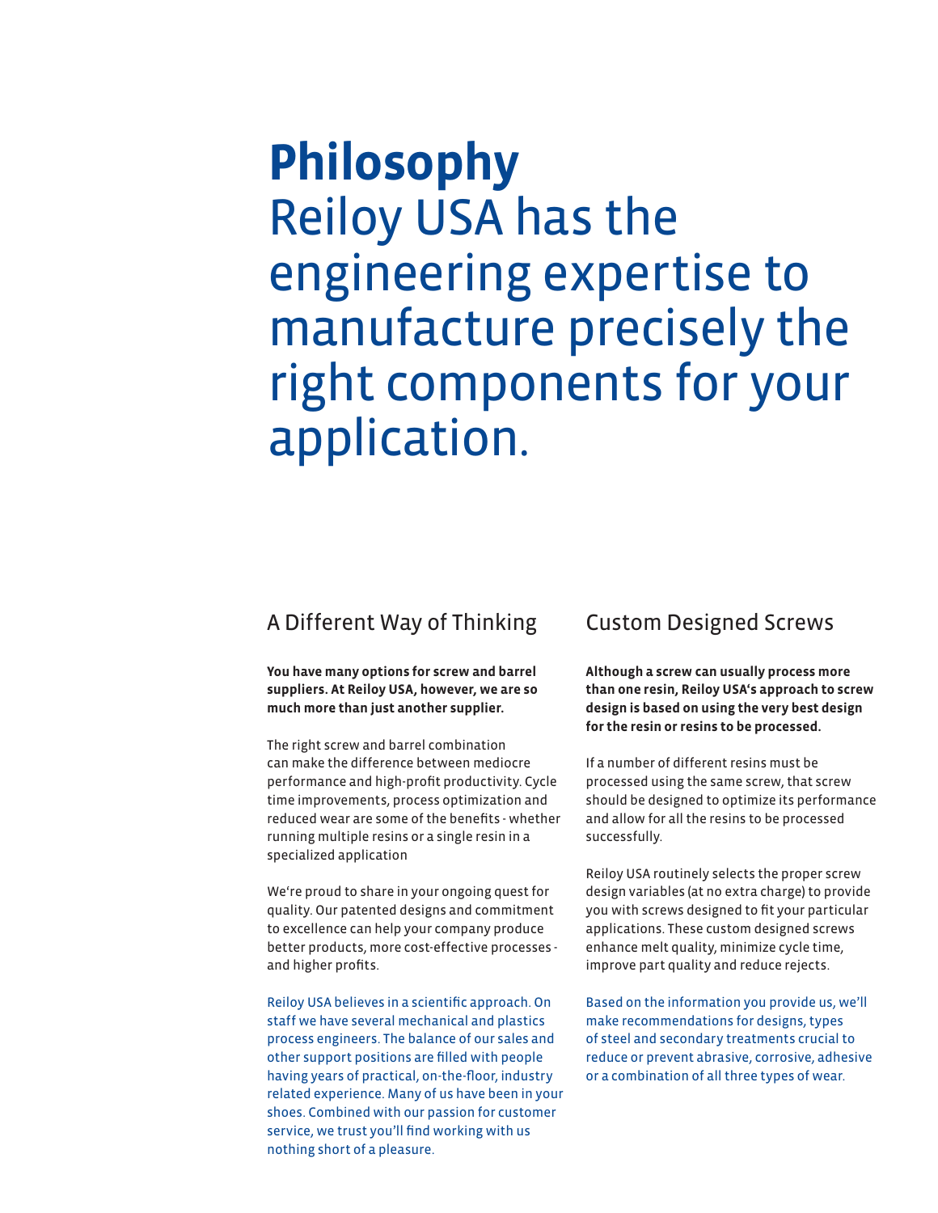# Philosophy

Reiloy USA has the engineering expertise to manufacture precisely the right components for your application.

## A Different Way of Thinking

**You have many options for screw and barrel suppliers. At Reiloy USA, however, we are so much more than just another supplier.**

The right screw and barrel combination can make the difference between mediocre performance and high-profit productivity. Cycle time improvements, process optimization and reduced wear are some of the benefits - whether running multiple resins or a single resin in a specialized application

We're proud to share in your ongoing quest for quality. Our patented designs and commitment to excellence can help your company produce better products, more cost-effective processes - and higher profits.

Reiloy USA believes in a scientific approach. On staff we have several mechanical and plastics process engineers. The balance of our sales and other support positions are filled with people having years of practical, on-the-floor, industry related experience. Many of us have been in your shoes. Combined with our passion for customer service, we trust you'll find working with us nothing short of a pleasure.

## Custom Designed Screws

**Although a screw can usually process more than one resin, Reiloy USA's approach to screw design is based on using the very best design for the resin or resins to be processed.**

If a number of different resins must be processed using the same screw, that screw should be designed to optimize its performance and allow for all the resins to be processed successfully.

Reiloy USA routinely selects the proper screw design variables (at no extra charge) to provide you with screws designed to fit your particular applications. These custom designed screws enhance melt quality, minimize cycle time, improve part quality and reduce rejects.

Based on the information you provide us, we'll make recommendations for designs, types of steel and secondary treatments crucial to reduce or prevent abrasive, corrosive, adhesive or a combination of all three types of wear.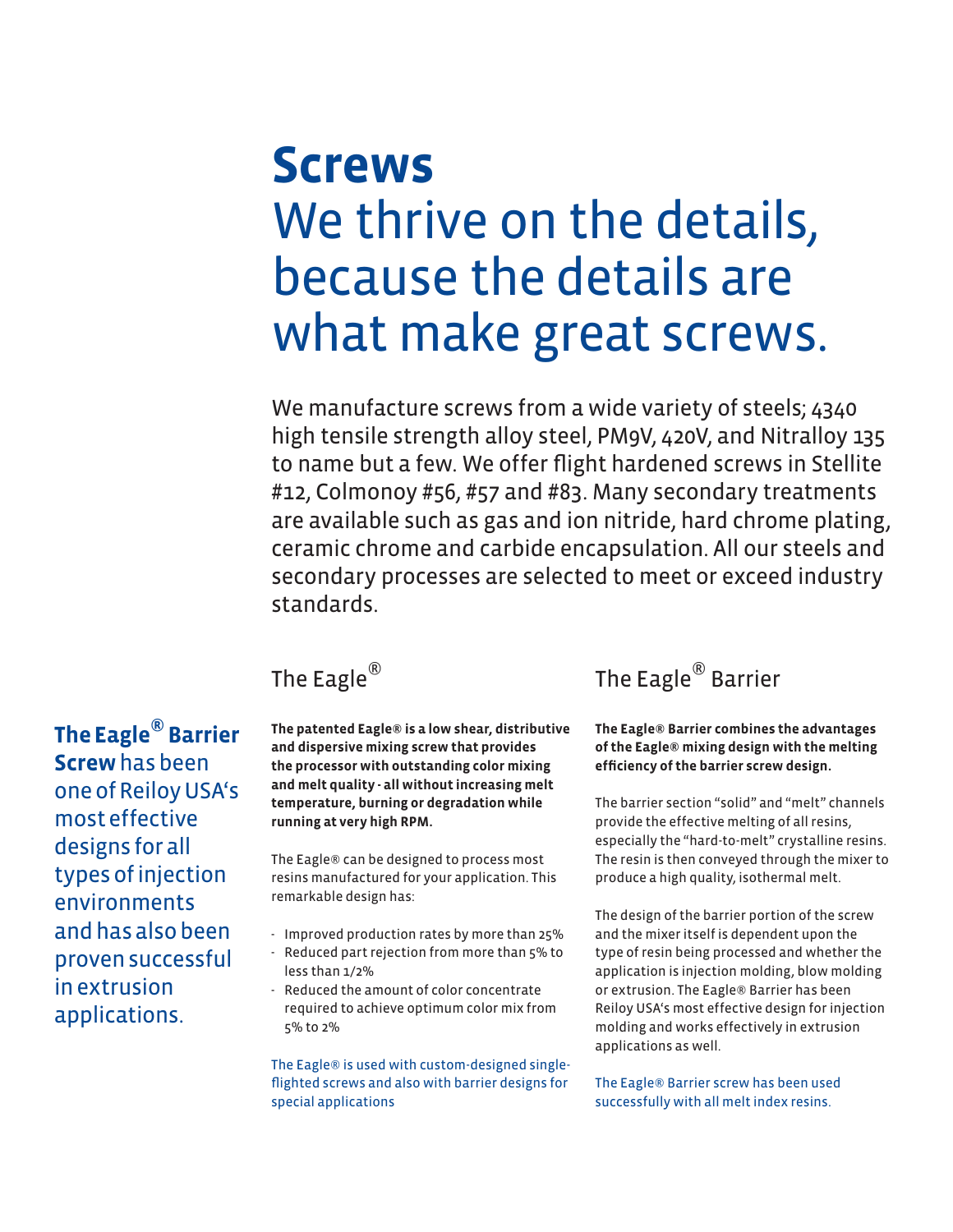# Screws

## We thrive on the details, because the details are what make great screws.

We manufacture screws from a wide variety of steels; 4340 high tensile strength alloy steel, PM9V, 420V, and Nitralloy 135 to name but a few. We offer flight hardened screws in Stellite #12, Colmonoy #56, #57 and #83. Many secondary treatments are available such as gas and ion nitride, hard chrome plating, ceramic chrome and carbide encapsulation. All our steels and secondary processes are selected to meet or exceed industry standards.

**The Eagle® Barrier Screw** has been one of Reiloy USA's most effective designs for all types of injection environments and has also been proven successful in extrusion applications.

### The Eagle®

**The patented Eagle® is a low shear, distributive and dispersive mixing screw that provides the processor with outstanding color mixing and melt quality - all without increasing melt temperature, burning or degradation while running at very high RPM.**

The Eagle® can be designed to process most resins manufactured for your application. This remarkable design has:

- Improved production rates by more than 25%
- Reduced part rejection from more than 5% to less than 1/2%
- Reduced the amount of color concentrate required to achieve optimum color mix from 5% to 2%

The Eagle® is used with custom-designed single-flighted screws and also with barrier designs for special applications

### The Eagle® Barrier

**The Eagle® Barrier combines the advantages of the Eagle® mixing design with the melting efficiency of the barrier screw design.**

The barrier section "solid" and "melt" channels provide the effective melting of all resins, especially the "hard-to-melt" crystalline resins. The resin is then conveyed through the mixer to produce a high quality, isothermal melt.

The design of the barrier portion of the screw and the mixer itself is dependent upon the type of resin being processed and whether the application is injection molding, blow molding or extrusion. The Eagle® Barrier has been Reiloy USA's most effective design for injection molding and works effectively in extrusion applications as well.

The Eagle® Barrier screw has been used successfully with all melt index resins.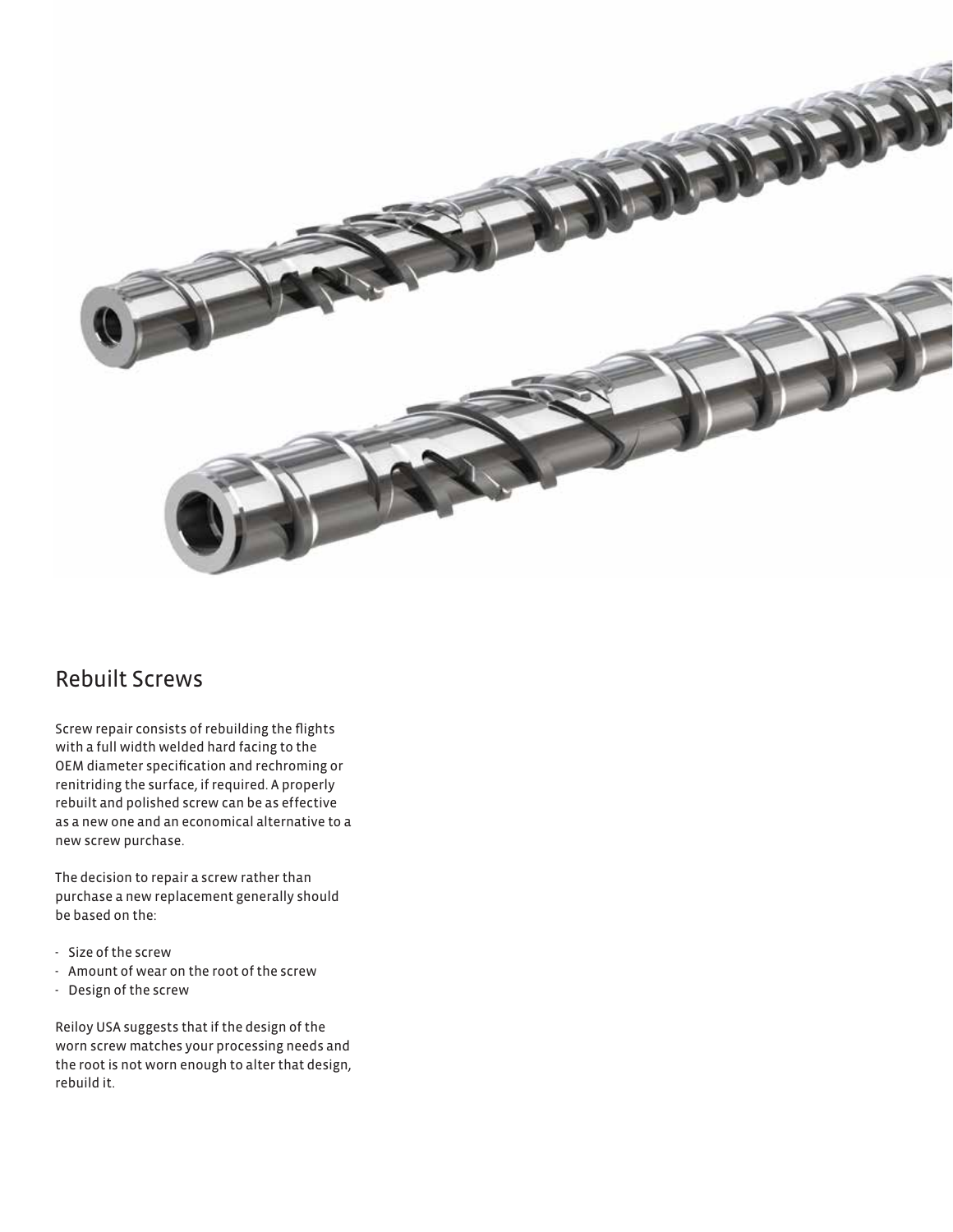## Rebuilt Screws

Screw repair consists of rebuilding the flights with a full width welded hard facing to the OEM diameter specification and rechroming or renitriding the surface, if required. A properly rebuilt and polished screw can be as effective as a new one and an economical alternative to a new screw purchase.

The decision to repair a screw rather than purchase a new replacement generally should be based on the:

- Size of the screw
- Amount of wear on the root of the screw
- Design of the screw

Reiloy USA suggests that if the design of the worn screw matches your processing needs and the root is not worn enough to alter that design, rebuild it.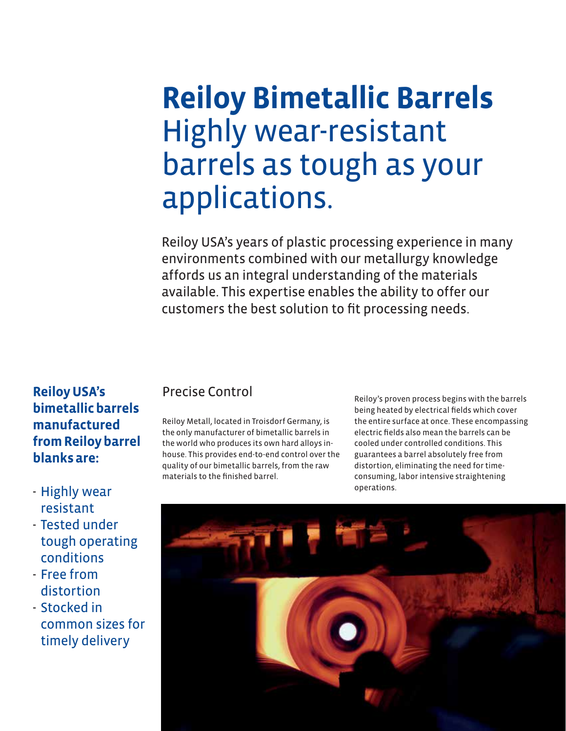# **Reiloy Bimetallic Barrels** Highly wear-resistant barrels as tough as your applications.

Reiloy USA's years of plastic processing experience in many environments combined with our metallurgy knowledge affords us an integral understanding of the materials available. This expertise enables the ability to offer our customers the best solution to fit processing needs.

**Reiloy USA's bimetallic barrels manufactured from Reiloy barrel blanks are:**

- Highly wear resistant
- Tested under tough operating conditions
- Free from distortion
- Stocked in common sizes for timely delivery

## Precise Control

Reiloy Metall, located in Troisdorf Germany, is the only manufacturer of bimetallic barrels in the world who produces its own hard alloys in-house. This provides end-to-end control over the quality of our bimetallic barrels, from the raw materials to the finished barrel.

Reiloy's proven process begins with the barrels being heated by electrical fields which cover the entire surface at once. These encompassing electric fields also mean the barrels can be cooled under controlled conditions. This guarantees a barrel absolutely free from distortion, eliminating the need for time-consuming, labor intensive straightening operations.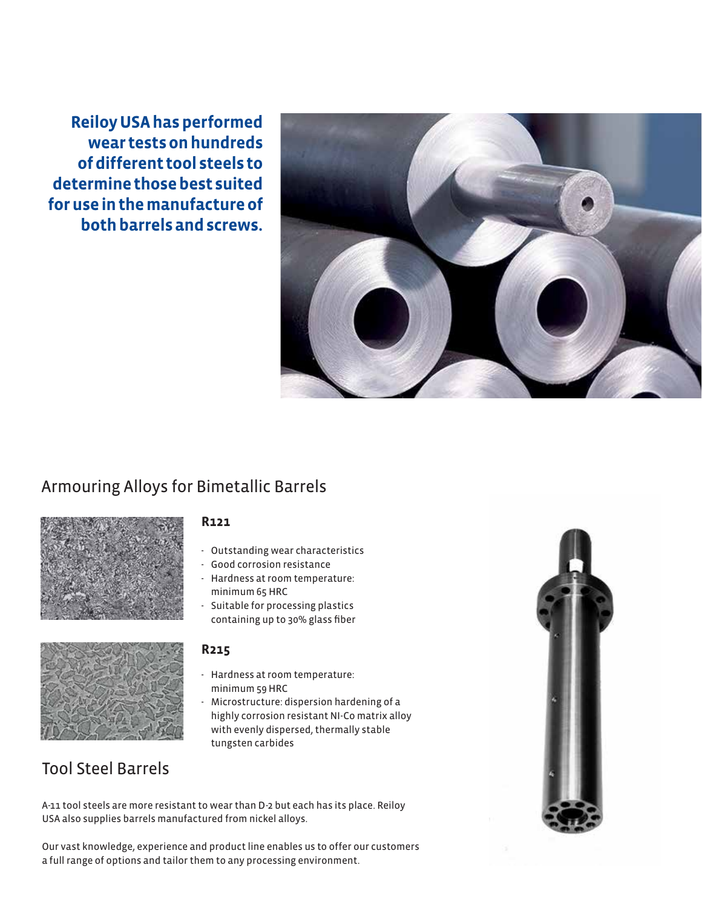**Reiloy USA has performed wear tests on hundreds of different tool steels to determine those best suited for use in the manufacture of both barrels and screws.**

## Armouring Alloys for Bimetallic Barrels

### R121

- Outstanding wear characteristics
- Good corrosion resistance
- Hardness at room temperature: minimum 65 HRC
- Suitable for processing plastics containing up to 30% glass fiber

### R215

- Hardness at room temperature: minimum 59 HRC
- Microstructure: dispersion hardening of a highly corrosion resistant NI-Co matrix alloy with evenly dispersed, thermally stable tungsten carbides

## Tool Steel Barrels

A-11 tool steels are more resistant to wear than D-2 but each has its place. Reiloy USA also supplies barrels manufactured from nickel alloys.

Our vast knowledge, experience and product line enables us to offer our customers a full range of options and tailor them to any processing environment.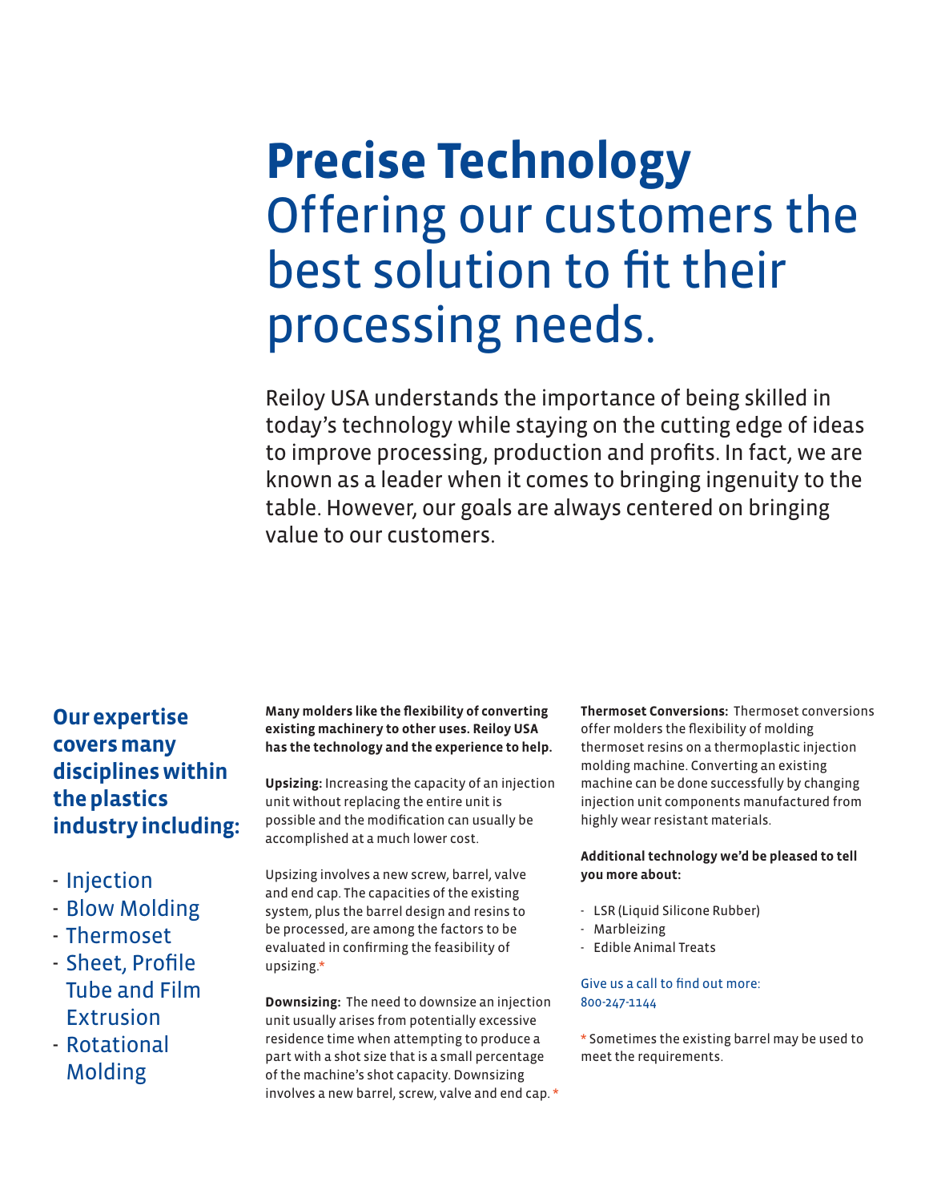# Precise Technology

## Offering our customers the best solution to fit their processing needs.

Reiloy USA understands the importance of being skilled in today's technology while staying on the cutting edge of ideas to improve processing, production and profits. In fact, we are known as a leader when it comes to bringing ingenuity to the table. However, our goals are always centered on bringing value to our customers.

### Our expertise covers many disciplines within the plastics industry including:

- Injection
- Blow Molding
- Thermoset
- Sheet, Profile Tube and Film Extrusion
- Rotational Molding

**Many molders like the flexibility of converting existing machinery to other uses. Reiloy USA has the technology and the experience to help.**

**Upsizing:** Increasing the capacity of an injection unit without replacing the entire unit is possible and the modification can usually be accomplished at a much lower cost.

Upsizing involves a new screw, barrel, valve and end cap. The capacities of the existing system, plus the barrel design and resins to be processed, are among the factors to be evaluated in confirming the feasibility of upsizing.*

**Downsizing:** The need to downsize an injection unit usually arises from potentially excessive residence time when attempting to produce a part with a shot size that is a small percentage of the machine's shot capacity. Downsizing involves a new barrel, screw, valve and end cap. *

**Thermoset Conversions:** Thermoset conversions offer molders the flexibility of molding thermoset resins on a thermoplastic injection molding machine. Converting an existing machine can be done successfully by changing injection unit components manufactured from highly wear resistant materials.

**Additional technology we'd be pleased to tell you more about:**

- LSR (Liquid Silicone Rubber)
- Marbleizing
- Edible Animal Treats

Give us a call to find out more:
800-247-1144

* Sometimes the existing barrel may be used to meet the requirements.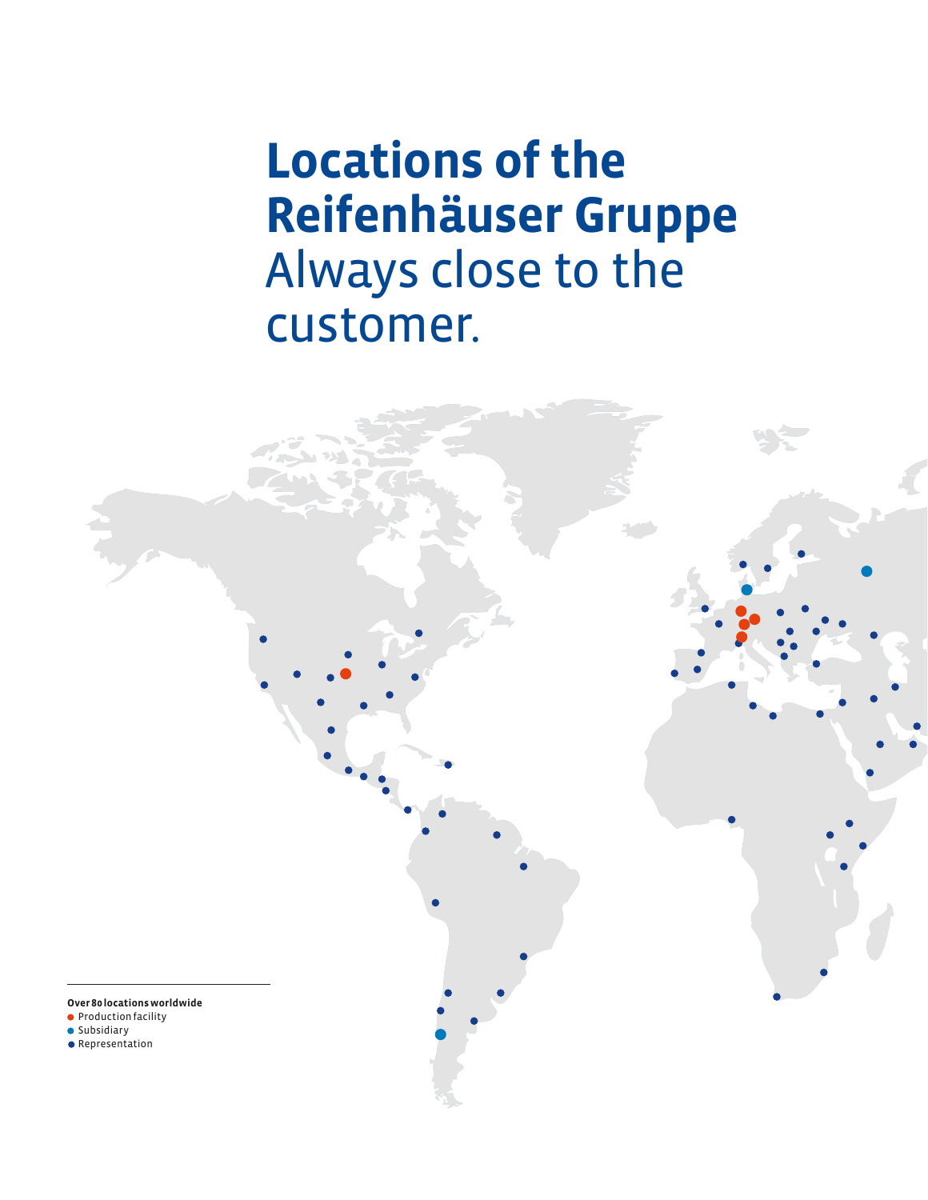# Locations of the Reifenhäuser Gruppe

Always close to the customer.

**Over 80 locations worldwide**

- Production facility
- Subsidiary
- Representation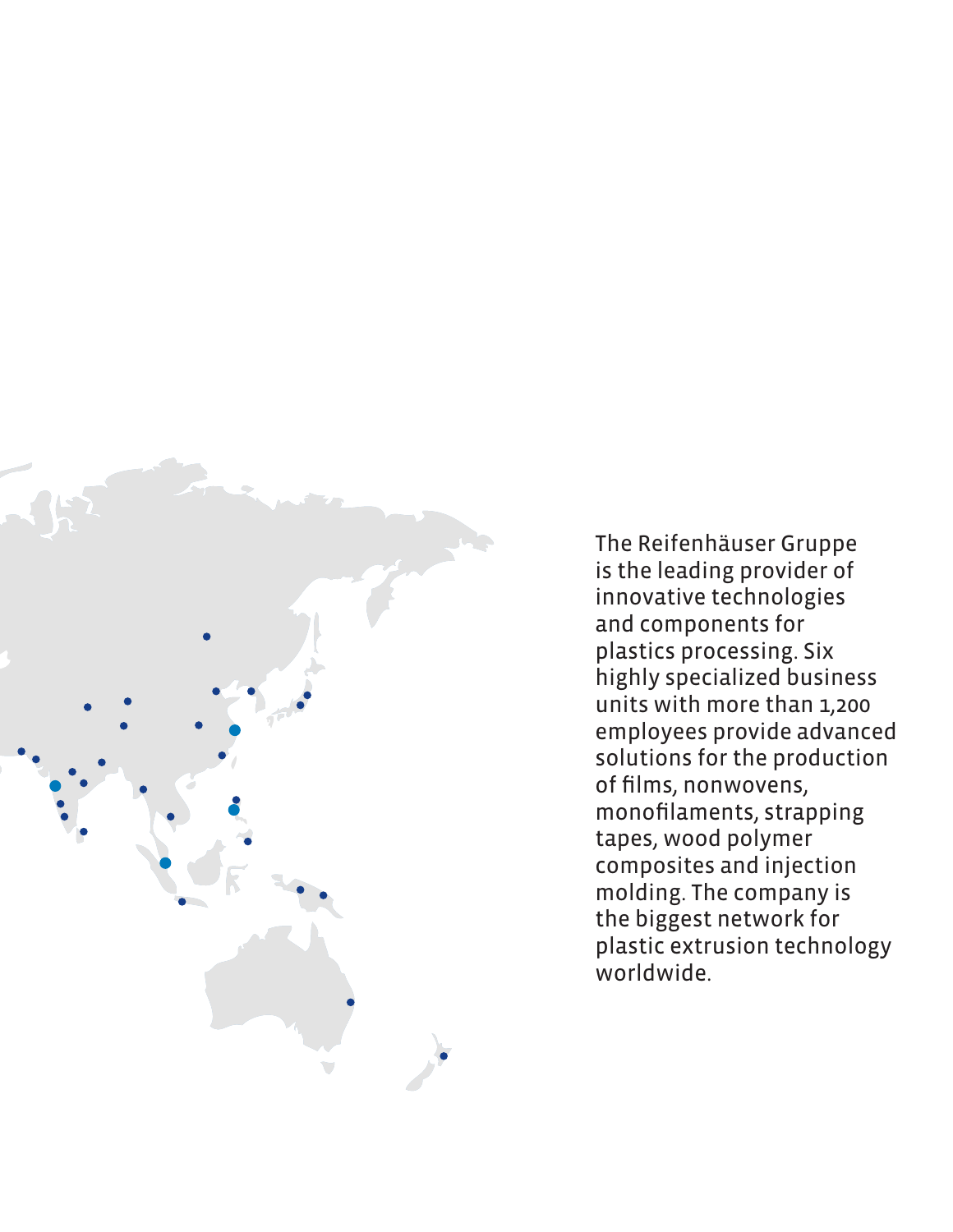The Reifenhäuser Gruppe is the leading provider of innovative technologies and components for plastics processing. Six highly specialized business units with more than 1,200 employees provide advanced solutions for the production of films, nonwovens, monofilaments, strapping tapes, wood polymer composites and injection molding. The company is the biggest network for plastic extrusion technology worldwide.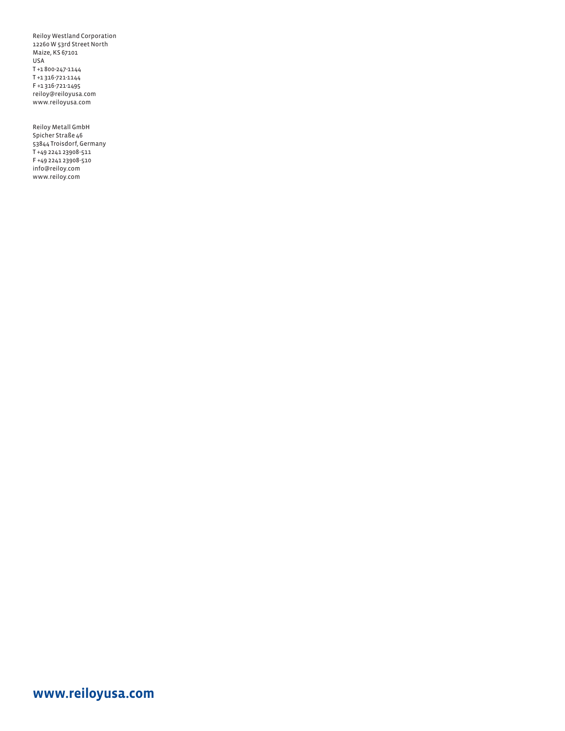Reiloy Westland Corporation
12260 W 53rd Street North
Maize, KS 67101
USA
T +1 800-247-1144
T +1 316-721-1144
F +1 316-721-1495
reiloy@reiloyusa.com
www.reiloyusa.com

Reiloy Metall GmbH
Spicher Straße 46
53844 Troisdorf, Germany
T +49 2241 23908-511
F +49 2241 23908-510
info@reiloy.com
www.reiloy.com

**www.reiloyusa.com**